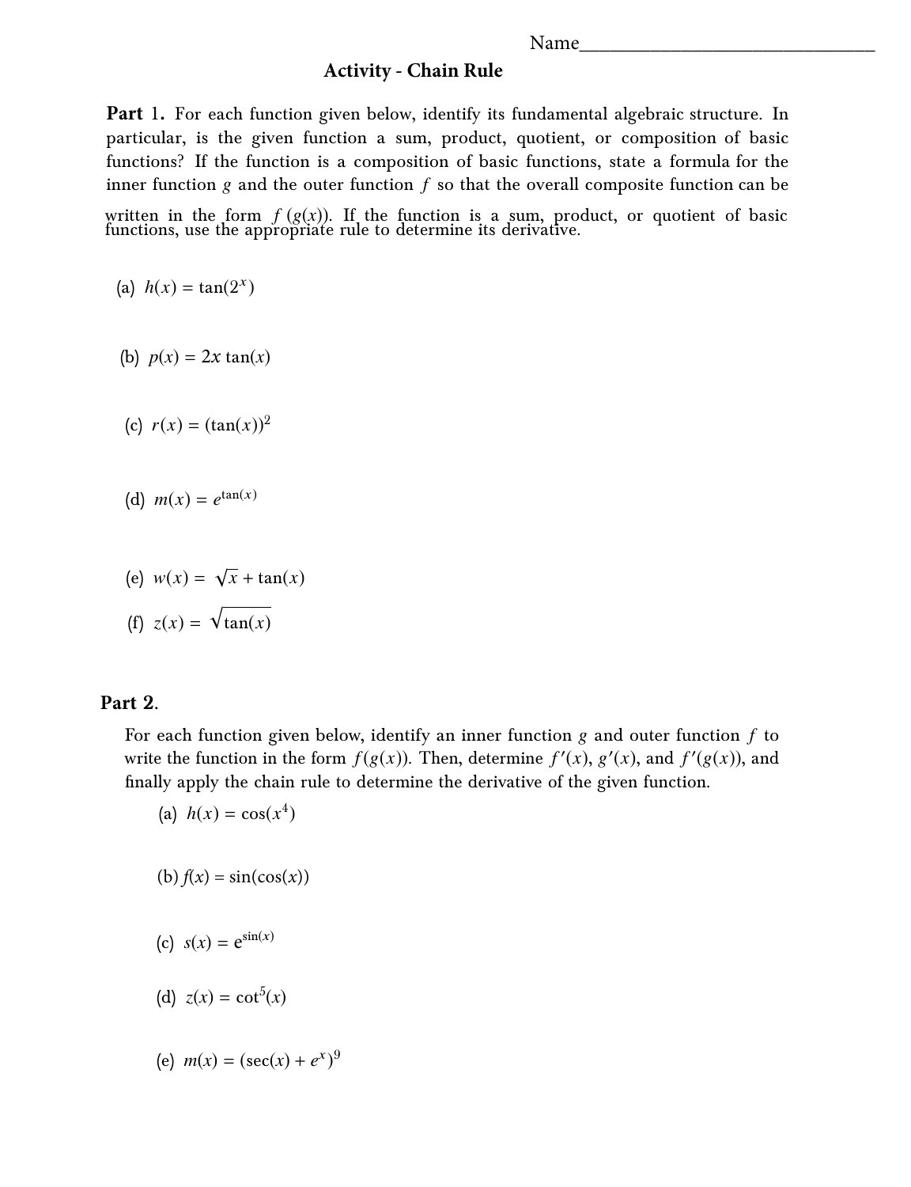Name_______________________________

# Activity - Chain Rule

**Part 1.** For each function given below, identify its fundamental algebraic structure. In particular, is the given function a sum, product, quotient, or composition of basic functions? If the function is a composition of basic functions, state a formula for the inner function $g$ and the outer function $f$ so that the overall composite function can be written in the form $f(g(x))$. If the function is a sum, product, or quotient of basic functions, use the appropriate rule to determine its derivative.

(a) $h(x) = \tan(2^x)$

(b) $p(x) = 2x \tan(x)$

(c) $r(x) = (\tan(x))^2$

(d) $m(x) = e^{\tan(x)}$

(e) $w(x) = \sqrt{x} + \tan(x)$

(f) $z(x) = \sqrt{\tan(x)}$

**Part 2.**

For each function given below, identify an inner function $g$ and outer function $f$ to write the function in the form $f(g(x))$. Then, determine $f'(x)$, $g'(x)$, and $f'(g(x))$, and finally apply the chain rule to determine the derivative of the given function.

(a) $h(x) = \cos(x^4)$

(b) $f(x) = \sin(\cos(x))$

(c) $s(x) = e^{\sin(x)}$

(d) $z(x) = \cot^5(x)$

(e) $m(x) = (\sec(x) + e^x)^9$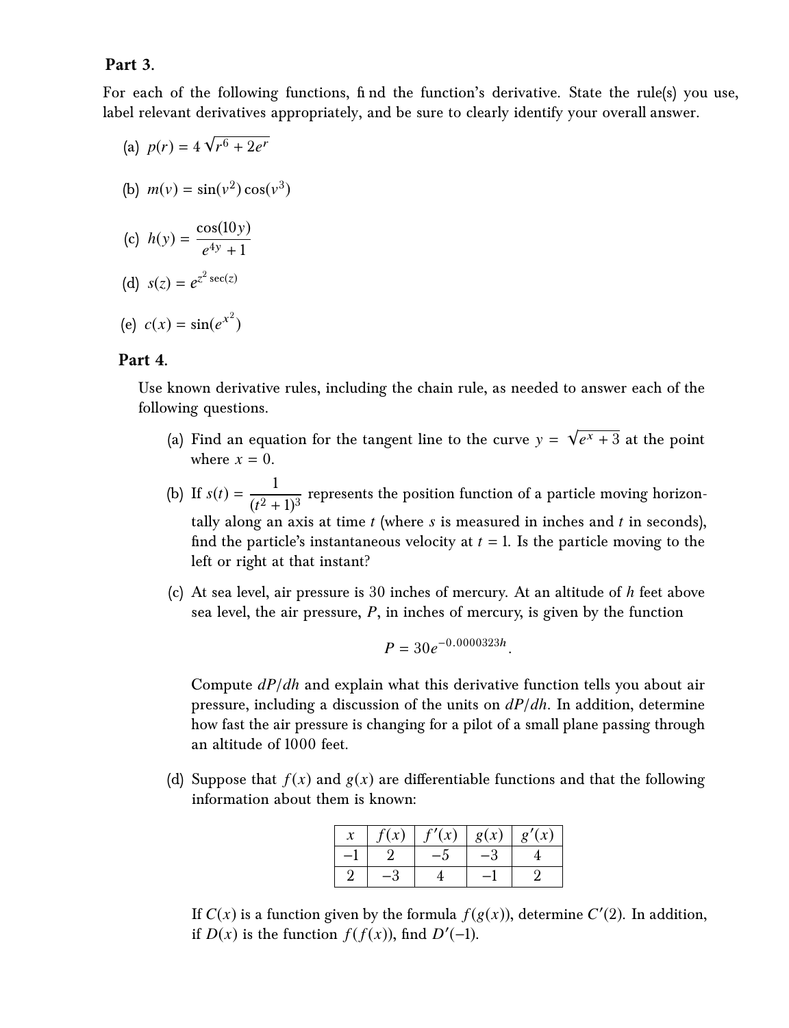## Part 3.

For each of the following functions, find the function's derivative. State the rule(s) you use, label relevant derivatives appropriately, and be sure to clearly identify your overall answer.

(a) $p(r) = 4\sqrt{r^6 + 2e^r}$

(b) $m(v) = \sin(v^2)\cos(v^3)$

(c) $h(y) = \dfrac{\cos(10y)}{e^{4y} + 1}$

(d) $s(z) = e^{z^2 \sec(z)}$

(e) $c(x) = \sin(e^{x^2})$

## Part 4.

Use known derivative rules, including the chain rule, as needed to answer each of the following questions.

(a) Find an equation for the tangent line to the curve $y = \sqrt{e^x + 3}$ at the point where $x = 0$.

(b) If $s(t) = \dfrac{1}{(t^2+1)^3}$ represents the position function of a particle moving horizontally along an axis at time $t$ (where $s$ is measured in inches and $t$ in seconds), find the particle's instantaneous velocity at $t = 1$. Is the particle moving to the left or right at that instant?

(c) At sea level, air pressure is 30 inches of mercury. At an altitude of $h$ feet above sea level, the air pressure, $P$, in inches of mercury, is given by the function

$$P = 30e^{-0.0000323h}.$$

Compute $dP/dh$ and explain what this derivative function tells you about air pressure, including a discussion of the units on $dP/dh$. In addition, determine how fast the air pressure is changing for a pilot of a small plane passing through an altitude of 1000 feet.

(d) Suppose that $f(x)$ and $g(x)$ are differentiable functions and that the following information about them is known:

| $x$ | $f(x)$ | $f'(x)$ | $g(x)$ | $g'(x)$ |
|---|---|---|---|---|
| $-1$ | $2$ | $-5$ | $-3$ | $4$ |
| $2$ | $-3$ | $4$ | $-1$ | $2$ |

If $C(x)$ is a function given by the formula $f(g(x))$, determine $C'(2)$. In addition, if $D(x)$ is the function $f(f(x))$, find $D'(-1)$.